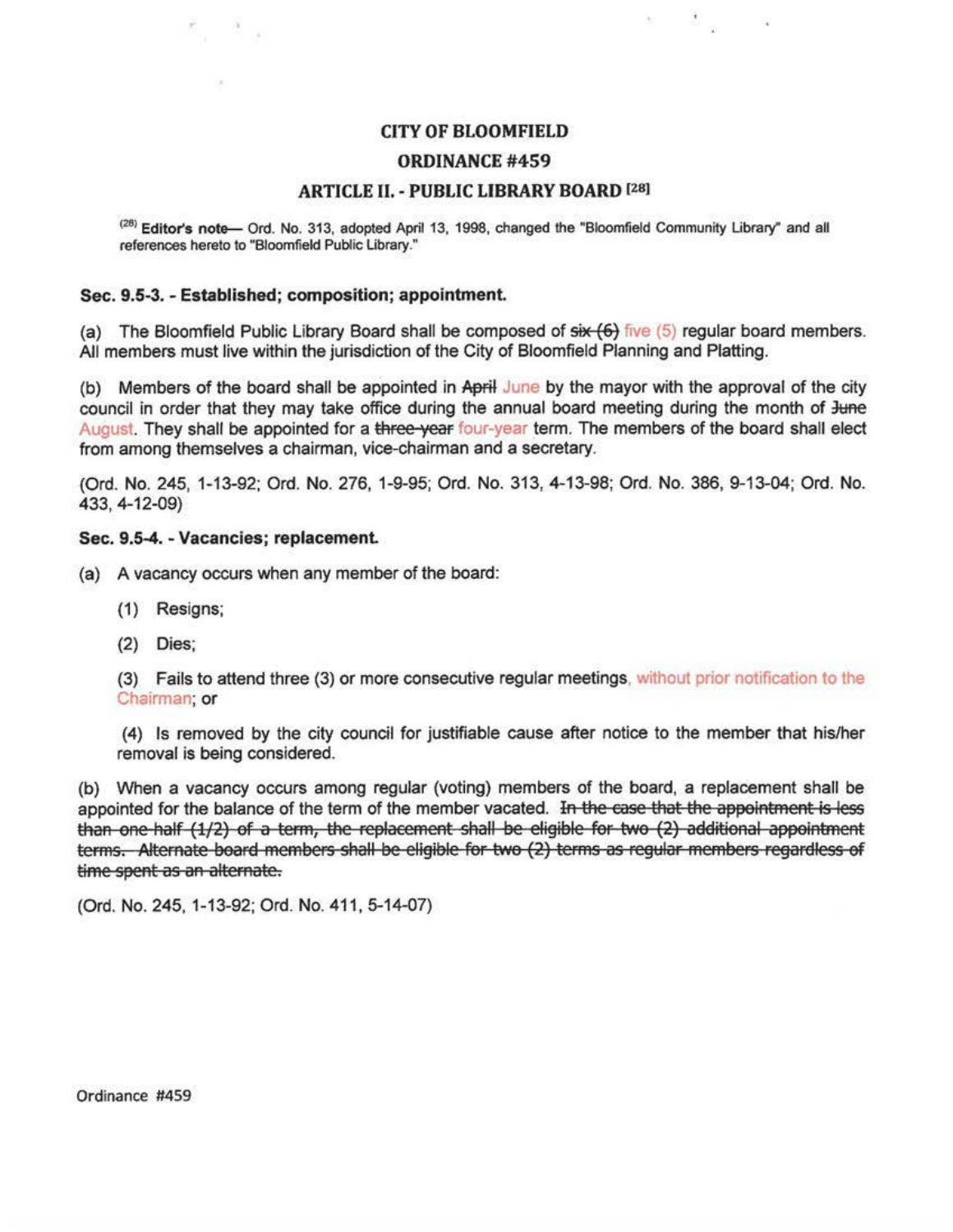# CITY OF BLOOMFIELD

# ORDINANCE #459

## ARTICLE II. - PUBLIC LIBRARY BOARD [28]

[28] **Editor's note**— Ord. No. 313, adopted April 13, 1998, changed the "Bloomfield Community Library" and all references hereto to "Bloomfield Public Library."

### Sec. 9.5-3. - Established; composition; appointment.

(a) The Bloomfield Public Library Board shall be composed of ~~six (6)~~ five (5) regular board members. All members must live within the jurisdiction of the City of Bloomfield Planning and Platting.

(b) Members of the board shall be appointed in ~~April~~ June by the mayor with the approval of the city council in order that they may take office during the annual board meeting during the month of ~~June~~ August. They shall be appointed for a ~~three-year~~ four-year term. The members of the board shall elect from among themselves a chairman, vice-chairman and a secretary.

(Ord. No. 245, 1-13-92; Ord. No. 276, 1-9-95; Ord. No. 313, 4-13-98; Ord. No. 386, 9-13-04; Ord. No. 433, 4-12-09)

### Sec. 9.5-4. - Vacancies; replacement.

(a) A vacancy occurs when any member of the board:

(1) Resigns;

(2) Dies;

(3) Fails to attend three (3) or more consecutive regular meetings, without prior notification to the Chairman; or

(4) Is removed by the city council for justifiable cause after notice to the member that his/her removal is being considered.

(b) When a vacancy occurs among regular (voting) members of the board, a replacement shall be appointed for the balance of the term of the member vacated. ~~In the case that the appointment is less than one-half (1/2) of a term, the replacement shall be eligible for two (2) additional appointment terms. Alternate board members shall be eligible for two (2) terms as regular members regardless of time spent as an alternate.~~

(Ord. No. 245, 1-13-92; Ord. No. 411, 5-14-07)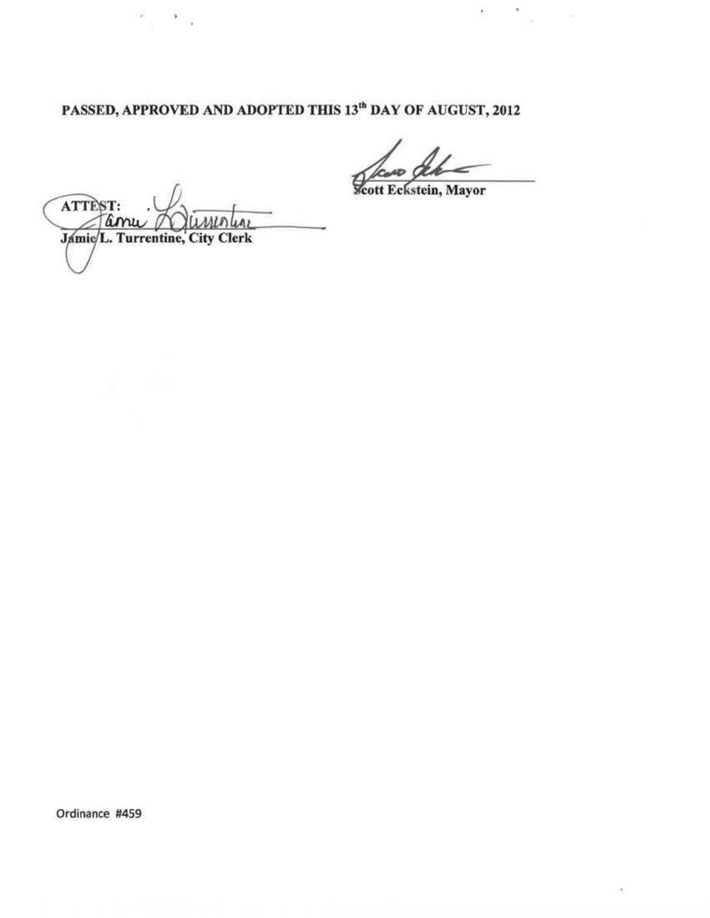**PASSED, APPROVED AND ADOPTED THIS 13th DAY OF AUGUST, 2012**

**Scott Eckstein, Mayor**

**ATTEST:**

**Jamie L. Turrentine, City Clerk**

Ordinance #459